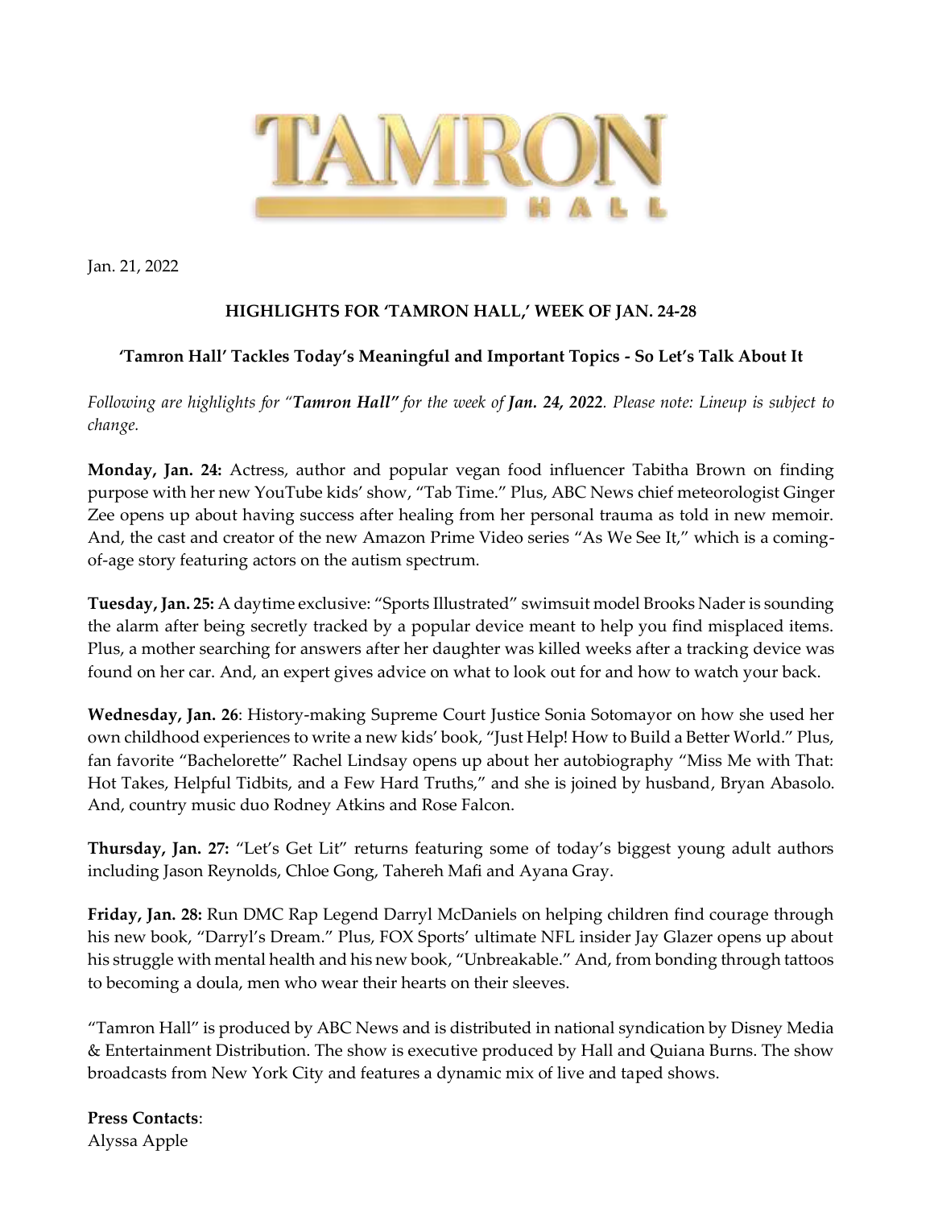TAMRON HALL

Jan. 21, 2022

**HIGHLIGHTS FOR 'TAMRON HALL,' WEEK OF JAN. 24-28**

**'Tamron Hall' Tackles Today's Meaningful and Important Topics - So Let's Talk About It**

*Following are highlights for "**Tamron Hall"** for the week of **Jan. 24, 2022**. Please note: Lineup is subject to change.*

**Monday, Jan. 24:** Actress, author and popular vegan food influencer Tabitha Brown on finding purpose with her new YouTube kids' show, "Tab Time." Plus, ABC News chief meteorologist Ginger Zee opens up about having success after healing from her personal trauma as told in new memoir. And, the cast and creator of the new Amazon Prime Video series "As We See It," which is a coming-of-age story featuring actors on the autism spectrum.

**Tuesday, Jan. 25:** A daytime exclusive: "Sports Illustrated" swimsuit model Brooks Nader is sounding the alarm after being secretly tracked by a popular device meant to help you find misplaced items. Plus, a mother searching for answers after her daughter was killed weeks after a tracking device was found on her car. And, an expert gives advice on what to look out for and how to watch your back.

**Wednesday, Jan. 26**: History-making Supreme Court Justice Sonia Sotomayor on how she used her own childhood experiences to write a new kids' book, "Just Help! How to Build a Better World." Plus, fan favorite "Bachelorette" Rachel Lindsay opens up about her autobiography "Miss Me with That: Hot Takes, Helpful Tidbits, and a Few Hard Truths," and she is joined by husband, Bryan Abasolo. And, country music duo Rodney Atkins and Rose Falcon.

**Thursday, Jan. 27:** "Let's Get Lit" returns featuring some of today's biggest young adult authors including Jason Reynolds, Chloe Gong, Tahereh Mafi and Ayana Gray.

**Friday, Jan. 28:** Run DMC Rap Legend Darryl McDaniels on helping children find courage through his new book, "Darryl's Dream." Plus, FOX Sports' ultimate NFL insider Jay Glazer opens up about his struggle with mental health and his new book, "Unbreakable." And, from bonding through tattoos to becoming a doula, men who wear their hearts on their sleeves.

"Tamron Hall" is produced by ABC News and is distributed in national syndication by Disney Media & Entertainment Distribution. The show is executive produced by Hall and Quiana Burns. The show broadcasts from New York City and features a dynamic mix of live and taped shows.

**Press Contacts**:
Alyssa Apple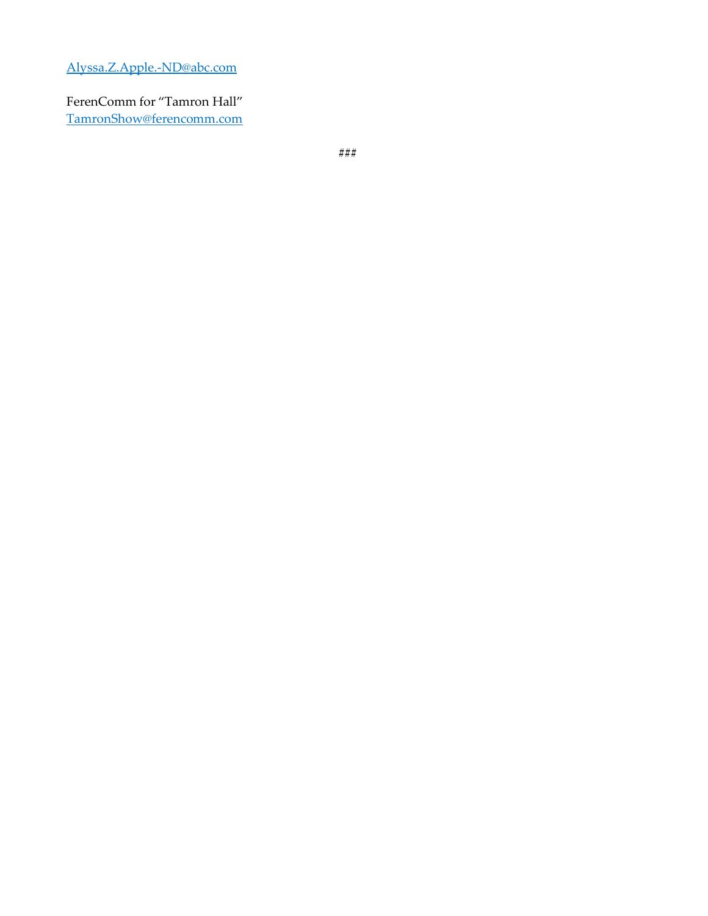Alyssa.Z.Apple.-ND@abc.com

FerenComm for "Tamron Hall"
TamronShow@ferencomm.com

###